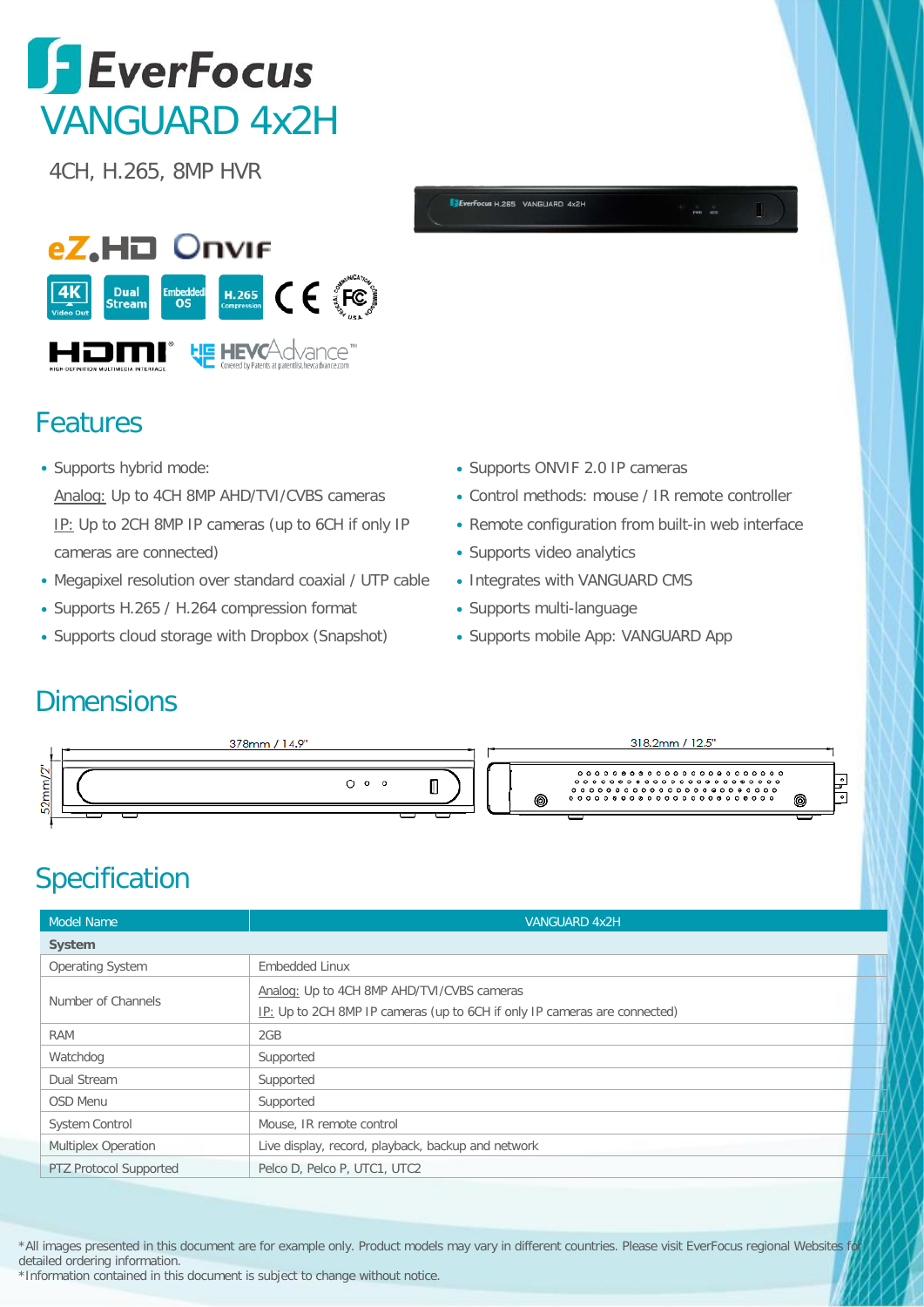# EverFocus

# VANGUARD 4x2H

4CH, H.265, 8MP HVR

## Features

- Supports hybrid mode:
  Analog: Up to 4CH 8MP AHD/TVI/CVBS cameras
  IP: Up to 2CH 8MP IP cameras (up to 6CH if only IP cameras are connected)
- Megapixel resolution over standard coaxial / UTP cable
- Supports H.265 / H.264 compression format
- Supports cloud storage with Dropbox (Snapshot)
- Supports ONVIF 2.0 IP cameras
- Control methods: mouse / IR remote controller
- Remote configuration from built-in web interface
- Supports video analytics
- Integrates with VANGUARD CMS
- Supports multi-language
- Supports mobile App: VANGUARD App

## Dimensions

378mm / 14.9"

318.2mm / 12.5"

52mm/2"

## Specification

| Model Name | VANGUARD 4x2H |
|---|---|
| **System** | |
| Operating System | Embedded Linux |
| Number of Channels | Analog: Up to 4CH 8MP AHD/TVI/CVBS cameras<br>IP: Up to 2CH 8MP IP cameras (up to 6CH if only IP cameras are connected) |
| RAM | 2GB |
| Watchdog | Supported |
| Dual Stream | Supported |
| OSD Menu | Supported |
| System Control | Mouse, IR remote control |
| Multiplex Operation | Live display, record, playback, backup and network |
| PTZ Protocol Supported | Pelco D, Pelco P, UTC1, UTC2 |

*All images presented in this document are for example only. Product models may vary in different countries. Please visit EverFocus regional Websites for detailed ordering information.
*Information contained in this document is subject to change without notice.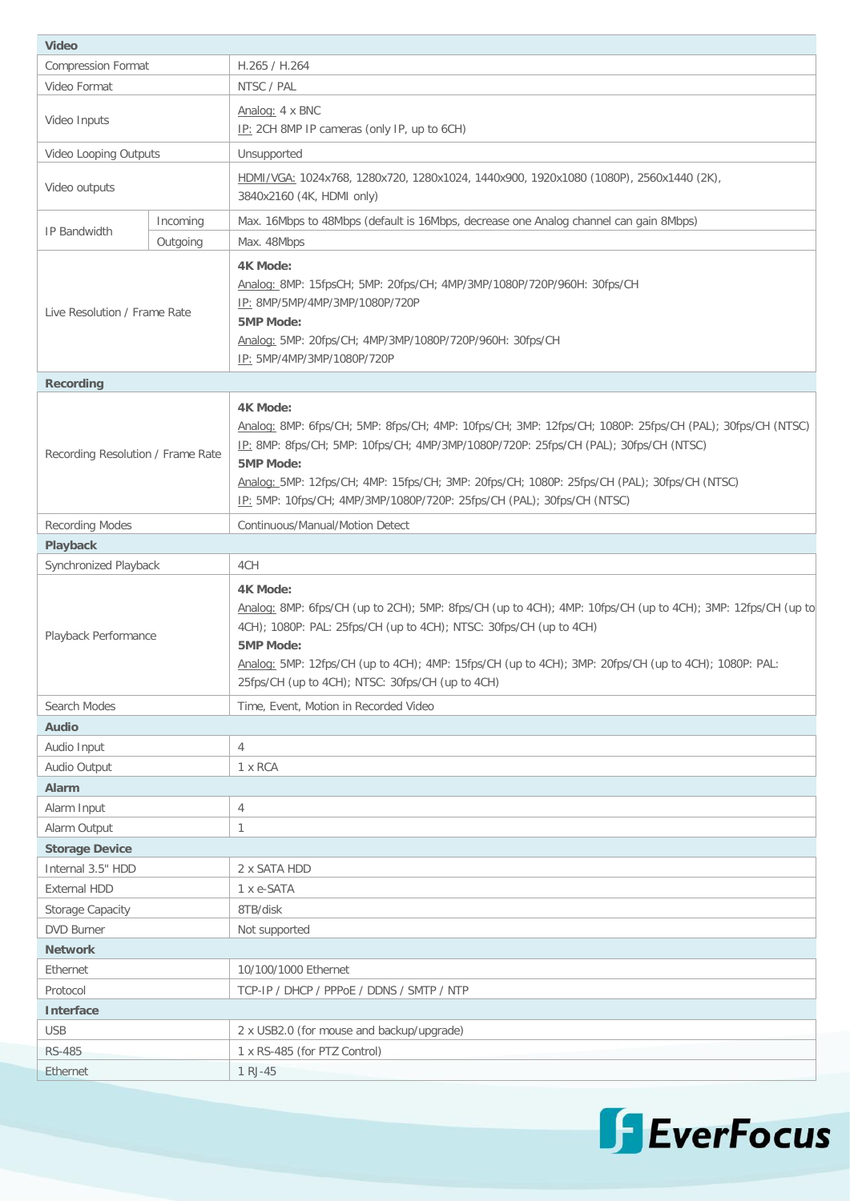| | | |
|---|---|---|
| **Video** | | |
| Compression Format | | H.265 / H.264 |
| Video Format | | NTSC / PAL |
| Video Inputs | | Analog: 4 x BNC<br>IP: 2CH 8MP IP cameras (only IP, up to 6CH) |
| Video Looping Outputs | | Unsupported |
| Video outputs | | HDMI/VGA: 1024x768, 1280x720, 1280x1024, 1440x900, 1920x1080 (1080P), 2560x1440 (2K), 3840x2160 (4K, HDMI only) |
| IP Bandwidth | Incoming | Max. 16Mbps to 48Mbps (default is 16Mbps, decrease one Analog channel can gain 8Mbps) |
| | Outgoing | Max. 48Mbps |
| Live Resolution / Frame Rate | | **4K Mode:**<br>Analog: 8MP: 15fpsCH; 5MP: 20fps/CH; 4MP/3MP/1080P/720P/960H: 30fps/CH<br>IP: 8MP/5MP/4MP/3MP/1080P/720P<br>**5MP Mode:**<br>Analog: 5MP: 20fps/CH; 4MP/3MP/1080P/720P/960H: 30fps/CH<br>IP: 5MP/4MP/3MP/1080P/720P |
| **Recording** | | |
| Recording Resolution / Frame Rate | | **4K Mode:**<br>Analog: 8MP: 6fps/CH; 5MP: 8fps/CH; 4MP: 10fps/CH; 3MP: 12fps/CH; 1080P: 25fps/CH (PAL); 30fps/CH (NTSC)<br>IP: 8MP: 8fps/CH; 5MP: 10fps/CH; 4MP/3MP/1080P/720P: 25fps/CH (PAL); 30fps/CH (NTSC)<br>**5MP Mode:**<br>Analog: 5MP: 12fps/CH; 4MP: 15fps/CH; 3MP: 20fps/CH; 1080P: 25fps/CH (PAL); 30fps/CH (NTSC)<br>IP: 5MP: 10fps/CH; 4MP/3MP/1080P/720P: 25fps/CH (PAL); 30fps/CH (NTSC) |
| Recording Modes | | Continuous/Manual/Motion Detect |
| **Playback** | | |
| Synchronized Playback | | 4CH |
| Playback Performance | | **4K Mode:**<br>Analog: 8MP: 6fps/CH (up to 2CH); 5MP: 8fps/CH (up to 4CH); 4MP: 10fps/CH (up to 4CH); 3MP: 12fps/CH (up to 4CH); 1080P: PAL: 25fps/CH (up to 4CH); NTSC: 30fps/CH (up to 4CH)<br>**5MP Mode:**<br>Analog: 5MP: 12fps/CH (up to 4CH); 4MP: 15fps/CH (up to 4CH); 3MP: 20fps/CH (up to 4CH); 1080P: PAL: 25fps/CH (up to 4CH); NTSC: 30fps/CH (up to 4CH) |
| Search Modes | | Time, Event, Motion in Recorded Video |
| **Audio** | | |
| Audio Input | | 4 |
| Audio Output | | 1 x RCA |
| **Alarm** | | |
| Alarm Input | | 4 |
| Alarm Output | | 1 |
| **Storage Device** | | |
| Internal 3.5" HDD | | 2 x SATA HDD |
| External HDD | | 1 x e-SATA |
| Storage Capacity | | 8TB/disk |
| DVD Burner | | Not supported |
| **Network** | | |
| Ethernet | | 10/100/1000 Ethernet |
| Protocol | | TCP-IP / DHCP / PPPoE / DDNS / SMTP / NTP |
| **Interface** | | |
| USB | | 2 x USB2.0 (for mouse and backup/upgrade) |
| RS-485 | | 1 x RS-485 (for PTZ Control) |
| Ethernet | | 1 RJ-45 |

EverFocus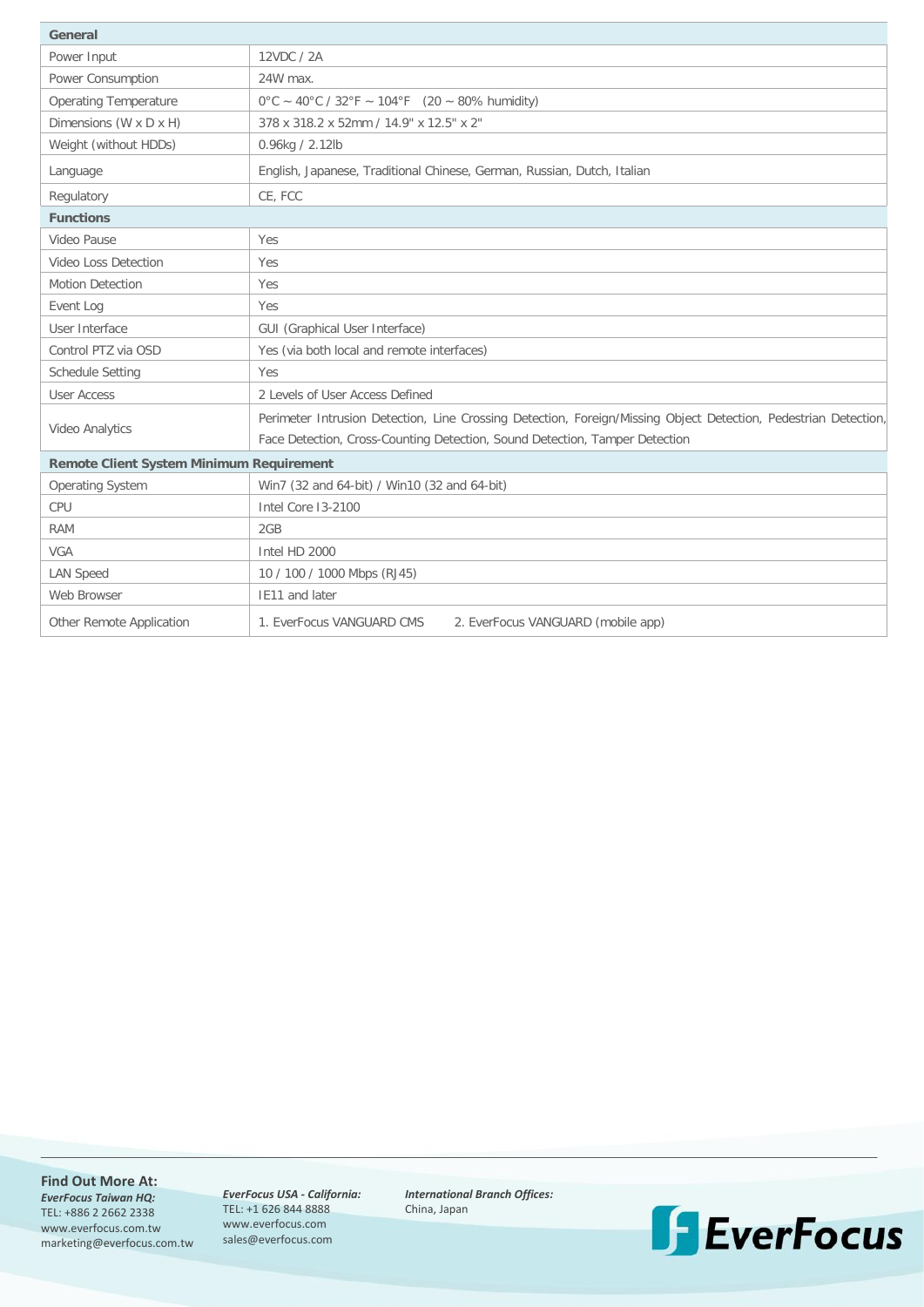| | |
|---|---|
| **General** | |
| Power Input | 12VDC / 2A |
| Power Consumption | 24W max. |
| Operating Temperature | 0°C ~ 40°C / 32°F ~ 104°F (20 ~ 80% humidity) |
| Dimensions (W x D x H) | 378 x 318.2 x 52mm / 14.9" x 12.5" x 2" |
| Weight (without HDDs) | 0.96kg / 2.12lb |
| Language | English, Japanese, Traditional Chinese, German, Russian, Dutch, Italian |
| Regulatory | CE, FCC |
| **Functions** | |
| Video Pause | Yes |
| Video Loss Detection | Yes |
| Motion Detection | Yes |
| Event Log | Yes |
| User Interface | GUI (Graphical User Interface) |
| Control PTZ via OSD | Yes (via both local and remote interfaces) |
| Schedule Setting | Yes |
| User Access | 2 Levels of User Access Defined |
| Video Analytics | Perimeter Intrusion Detection, Line Crossing Detection, Foreign/Missing Object Detection, Pedestrian Detection, Face Detection, Cross-Counting Detection, Sound Detection, Tamper Detection |
| **Remote Client System Minimum Requirement** | |
| Operating System | Win7 (32 and 64-bit) / Win10 (32 and 64-bit) |
| CPU | Intel Core I3-2100 |
| RAM | 2GB |
| VGA | Intel HD 2000 |
| LAN Speed | 10 / 100 / 1000 Mbps (RJ45) |
| Web Browser | IE11 and later |
| Other Remote Application | 1. EverFocus VANGUARD CMS 2. EverFocus VANGUARD (mobile app) |

**Find Out More At:**

***EverFocus Taiwan HQ:***
TEL: +886 2 2662 2338
www.everfocus.com.tw
marketing@everfocus.com.tw

***EverFocus USA - California:***
TEL: +1 626 844 8888
www.everfocus.com
sales@everfocus.com

***International Branch Offices:***
China, Japan

EverFocus